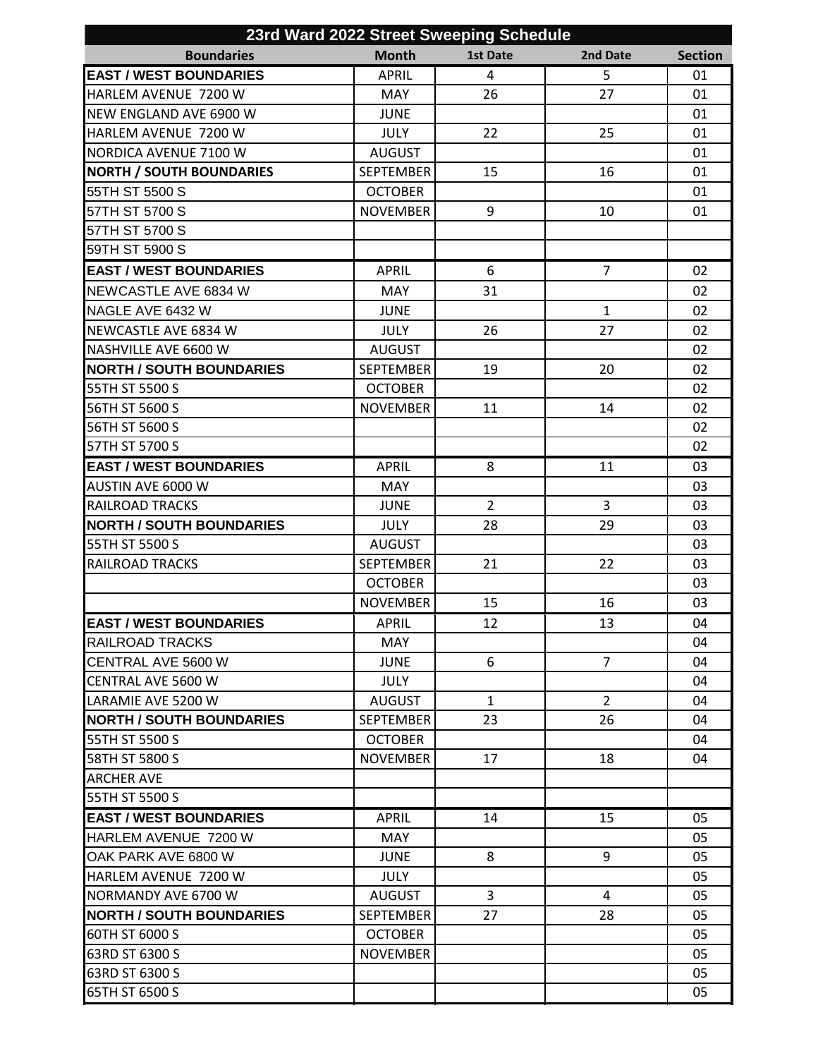# 23rd Ward 2022 Street Sweeping Schedule

| Boundaries | Month | 1st Date | 2nd Date | Section |
|---|---|---|---|---|
| **EAST / WEST BOUNDARIES** | APRIL | 4 | 5 | 01 |
| HARLEM AVENUE 7200 W | MAY | 26 | 27 | 01 |
| NEW ENGLAND AVE 6900 W | JUNE | | | 01 |
| HARLEM AVENUE 7200 W | JULY | 22 | 25 | 01 |
| NORDICA AVENUE 7100 W | AUGUST | | | 01 |
| **NORTH / SOUTH BOUNDARIES** | SEPTEMBER | 15 | 16 | 01 |
| 55TH ST 5500 S | OCTOBER | | | 01 |
| 57TH ST 5700 S | NOVEMBER | 9 | 10 | 01 |
| 57TH ST 5700 S | | | | |
| 59TH ST 5900 S | | | | |
| **EAST / WEST BOUNDARIES** | APRIL | 6 | 7 | 02 |
| NEWCASTLE AVE 6834 W | MAY | 31 | | 02 |
| NAGLE AVE 6432 W | JUNE | | 1 | 02 |
| NEWCASTLE AVE 6834 W | JULY | 26 | 27 | 02 |
| NASHVILLE AVE 6600 W | AUGUST | | | 02 |
| **NORTH / SOUTH BOUNDARIES** | SEPTEMBER | 19 | 20 | 02 |
| 55TH ST 5500 S | OCTOBER | | | 02 |
| 56TH ST 5600 S | NOVEMBER | 11 | 14 | 02 |
| 56TH ST 5600 S | | | | 02 |
| 57TH ST 5700 S | | | | 02 |
| **EAST / WEST BOUNDARIES** | APRIL | 8 | 11 | 03 |
| AUSTIN AVE 6000 W | MAY | | | 03 |
| RAILROAD TRACKS | JUNE | 2 | 3 | 03 |
| **NORTH / SOUTH BOUNDARIES** | JULY | 28 | 29 | 03 |
| 55TH ST 5500 S | AUGUST | | | 03 |
| RAILROAD TRACKS | SEPTEMBER | 21 | 22 | 03 |
| | OCTOBER | | | 03 |
| | NOVEMBER | 15 | 16 | 03 |
| **EAST / WEST BOUNDARIES** | APRIL | 12 | 13 | 04 |
| RAILROAD TRACKS | MAY | | | 04 |
| CENTRAL AVE 5600 W | JUNE | 6 | 7 | 04 |
| CENTRAL AVE 5600 W | JULY | | | 04 |
| LARAMIE AVE 5200 W | AUGUST | 1 | 2 | 04 |
| **NORTH / SOUTH BOUNDARIES** | SEPTEMBER | 23 | 26 | 04 |
| 55TH ST 5500 S | OCTOBER | | | 04 |
| 58TH ST 5800 S | NOVEMBER | 17 | 18 | 04 |
| ARCHER AVE | | | | |
| 55TH ST 5500 S | | | | |
| **EAST / WEST BOUNDARIES** | APRIL | 14 | 15 | 05 |
| HARLEM AVENUE 7200 W | MAY | | | 05 |
| OAK PARK AVE 6800 W | JUNE | 8 | 9 | 05 |
| HARLEM AVENUE 7200 W | JULY | | | 05 |
| NORMANDY AVE 6700 W | AUGUST | 3 | 4 | 05 |
| **NORTH / SOUTH BOUNDARIES** | SEPTEMBER | 27 | 28 | 05 |
| 60TH ST 6000 S | OCTOBER | | | 05 |
| 63RD ST 6300 S | NOVEMBER | | | 05 |
| 63RD ST 6300 S | | | | 05 |
| 65TH ST 6500 S | | | | 05 |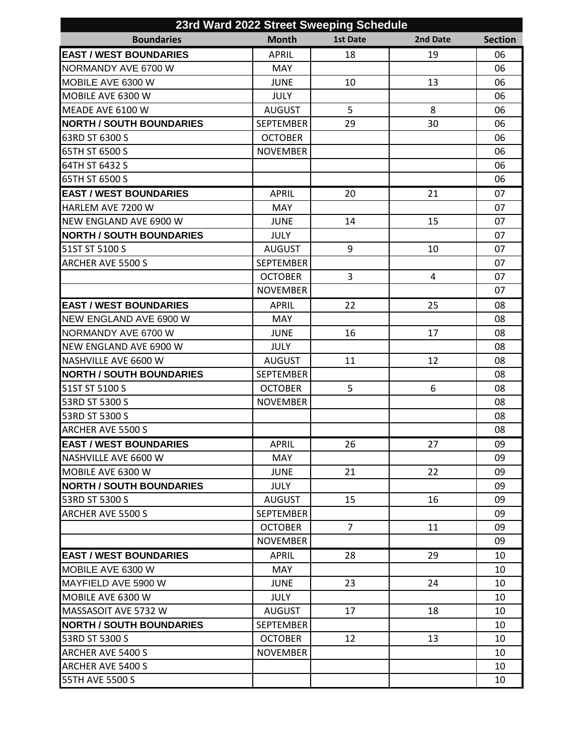| 23rd Ward 2022 Street Sweeping Schedule | | | | |
|---|---|---|---|---|
| **Boundaries** | **Month** | **1st Date** | **2nd Date** | **Section** |
| **EAST / WEST BOUNDARIES** | APRIL | 18 | 19 | 06 |
| NORMANDY AVE 6700 W | MAY | | | 06 |
| MOBILE AVE 6300 W | JUNE | 10 | 13 | 06 |
| MOBILE AVE 6300 W | JULY | | | 06 |
| MEADE AVE 6100 W | AUGUST | 5 | 8 | 06 |
| **NORTH / SOUTH BOUNDARIES** | SEPTEMBER | 29 | 30 | 06 |
| 63RD ST 6300 S | OCTOBER | | | 06 |
| 65TH ST 6500 S | NOVEMBER | | | 06 |
| 64TH ST 6432 S | | | | 06 |
| 65TH ST 6500 S | | | | 06 |
| **EAST / WEST BOUNDARIES** | APRIL | 20 | 21 | 07 |
| HARLEM AVE 7200 W | MAY | | | 07 |
| NEW ENGLAND AVE 6900 W | JUNE | 14 | 15 | 07 |
| **NORTH / SOUTH BOUNDARIES** | JULY | | | 07 |
| 51ST ST 5100 S | AUGUST | 9 | 10 | 07 |
| ARCHER AVE 5500 S | SEPTEMBER | | | 07 |
| | OCTOBER | 3 | 4 | 07 |
| | NOVEMBER | | | 07 |
| **EAST / WEST BOUNDARIES** | APRIL | 22 | 25 | 08 |
| NEW ENGLAND AVE 6900 W | MAY | | | 08 |
| NORMANDY AVE 6700 W | JUNE | 16 | 17 | 08 |
| NEW ENGLAND AVE 6900 W | JULY | | | 08 |
| NASHVILLE AVE 6600 W | AUGUST | 11 | 12 | 08 |
| **NORTH / SOUTH BOUNDARIES** | SEPTEMBER | | | 08 |
| 51ST ST 5100 S | OCTOBER | 5 | 6 | 08 |
| 53RD ST 5300 S | NOVEMBER | | | 08 |
| 53RD ST 5300 S | | | | 08 |
| ARCHER AVE 5500 S | | | | 08 |
| **EAST / WEST BOUNDARIES** | APRIL | 26 | 27 | 09 |
| NASHVILLE AVE 6600 W | MAY | | | 09 |
| MOBILE AVE 6300 W | JUNE | 21 | 22 | 09 |
| **NORTH / SOUTH BOUNDARIES** | JULY | | | 09 |
| 53RD ST 5300 S | AUGUST | 15 | 16 | 09 |
| ARCHER AVE 5500 S | SEPTEMBER | | | 09 |
| | OCTOBER | 7 | 11 | 09 |
| | NOVEMBER | | | 09 |
| **EAST / WEST BOUNDARIES** | APRIL | 28 | 29 | 10 |
| MOBILE AVE 6300 W | MAY | | | 10 |
| MAYFIELD AVE 5900 W | JUNE | 23 | 24 | 10 |
| MOBILE AVE 6300 W | JULY | | | 10 |
| MASSASOIT AVE 5732 W | AUGUST | 17 | 18 | 10 |
| **NORTH / SOUTH BOUNDARIES** | SEPTEMBER | | | 10 |
| 53RD ST 5300 S | OCTOBER | 12 | 13 | 10 |
| ARCHER AVE 5400 S | NOVEMBER | | | 10 |
| ARCHER AVE 5400 S | | | | 10 |
| 55TH AVE 5500 S | | | | 10 |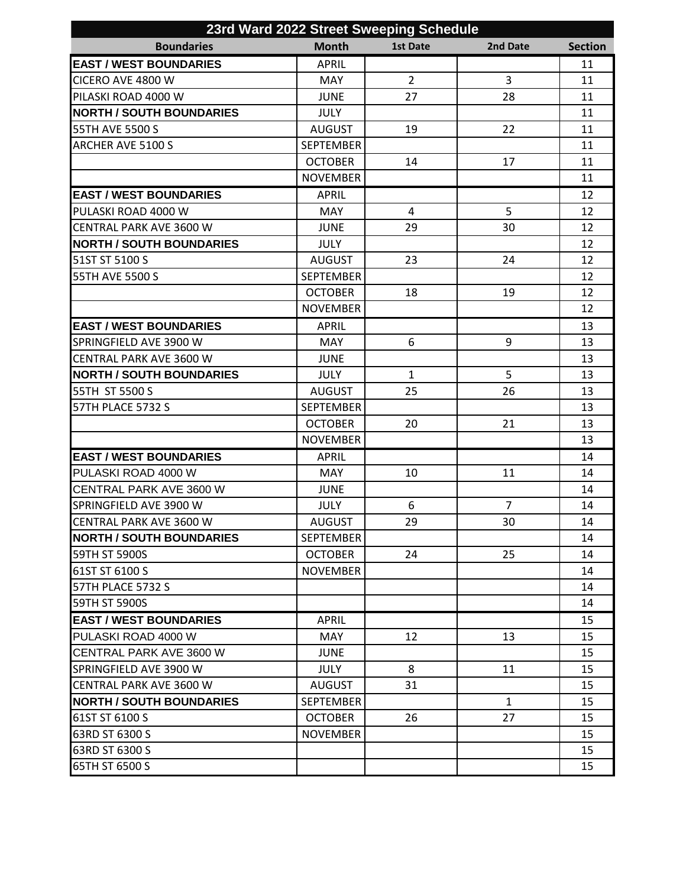| 23rd Ward 2022 Street Sweeping Schedule | | | | |
|---|---|---|---|---|
| **Boundaries** | **Month** | **1st Date** | **2nd Date** | **Section** |
| **EAST / WEST BOUNDARIES** | APRIL | | | 11 |
| CICERO AVE 4800 W | MAY | 2 | 3 | 11 |
| PILASKI ROAD 4000 W | JUNE | 27 | 28 | 11 |
| **NORTH / SOUTH BOUNDARIES** | JULY | | | 11 |
| 55TH AVE 5500 S | AUGUST | 19 | 22 | 11 |
| ARCHER AVE 5100 S | SEPTEMBER | | | 11 |
| | OCTOBER | 14 | 17 | 11 |
| | NOVEMBER | | | 11 |
| **EAST / WEST BOUNDARIES** | APRIL | | | 12 |
| PULASKI ROAD 4000 W | MAY | 4 | 5 | 12 |
| CENTRAL PARK AVE 3600 W | JUNE | 29 | 30 | 12 |
| **NORTH / SOUTH BOUNDARIES** | JULY | | | 12 |
| 51ST ST 5100 S | AUGUST | 23 | 24 | 12 |
| 55TH AVE 5500 S | SEPTEMBER | | | 12 |
| | OCTOBER | 18 | 19 | 12 |
| | NOVEMBER | | | 12 |
| **EAST / WEST BOUNDARIES** | APRIL | | | 13 |
| SPRINGFIELD AVE 3900 W | MAY | 6 | 9 | 13 |
| CENTRAL PARK AVE 3600 W | JUNE | | | 13 |
| **NORTH / SOUTH BOUNDARIES** | JULY | 1 | 5 | 13 |
| 55TH ST 5500 S | AUGUST | 25 | 26 | 13 |
| 57TH PLACE 5732 S | SEPTEMBER | | | 13 |
| | OCTOBER | 20 | 21 | 13 |
| | NOVEMBER | | | 13 |
| **EAST / WEST BOUNDARIES** | APRIL | | | 14 |
| PULASKI ROAD 4000 W | MAY | 10 | 11 | 14 |
| CENTRAL PARK AVE 3600 W | JUNE | | | 14 |
| SPRINGFIELD AVE 3900 W | JULY | 6 | 7 | 14 |
| CENTRAL PARK AVE 3600 W | AUGUST | 29 | 30 | 14 |
| **NORTH / SOUTH BOUNDARIES** | SEPTEMBER | | | 14 |
| 59TH ST 5900S | OCTOBER | 24 | 25 | 14 |
| 61ST ST 6100 S | NOVEMBER | | | 14 |
| 57TH PLACE 5732 S | | | | 14 |
| 59TH ST 5900S | | | | 14 |
| **EAST / WEST BOUNDARIES** | APRIL | | | 15 |
| PULASKI ROAD 4000 W | MAY | 12 | 13 | 15 |
| CENTRAL PARK AVE 3600 W | JUNE | | | 15 |
| SPRINGFIELD AVE 3900 W | JULY | 8 | 11 | 15 |
| CENTRAL PARK AVE 3600 W | AUGUST | 31 | | 15 |
| **NORTH / SOUTH BOUNDARIES** | SEPTEMBER | | 1 | 15 |
| 61ST ST 6100 S | OCTOBER | 26 | 27 | 15 |
| 63RD ST 6300 S | NOVEMBER | | | 15 |
| 63RD ST 6300 S | | | | 15 |
| 65TH ST 6500 S | | | | 15 |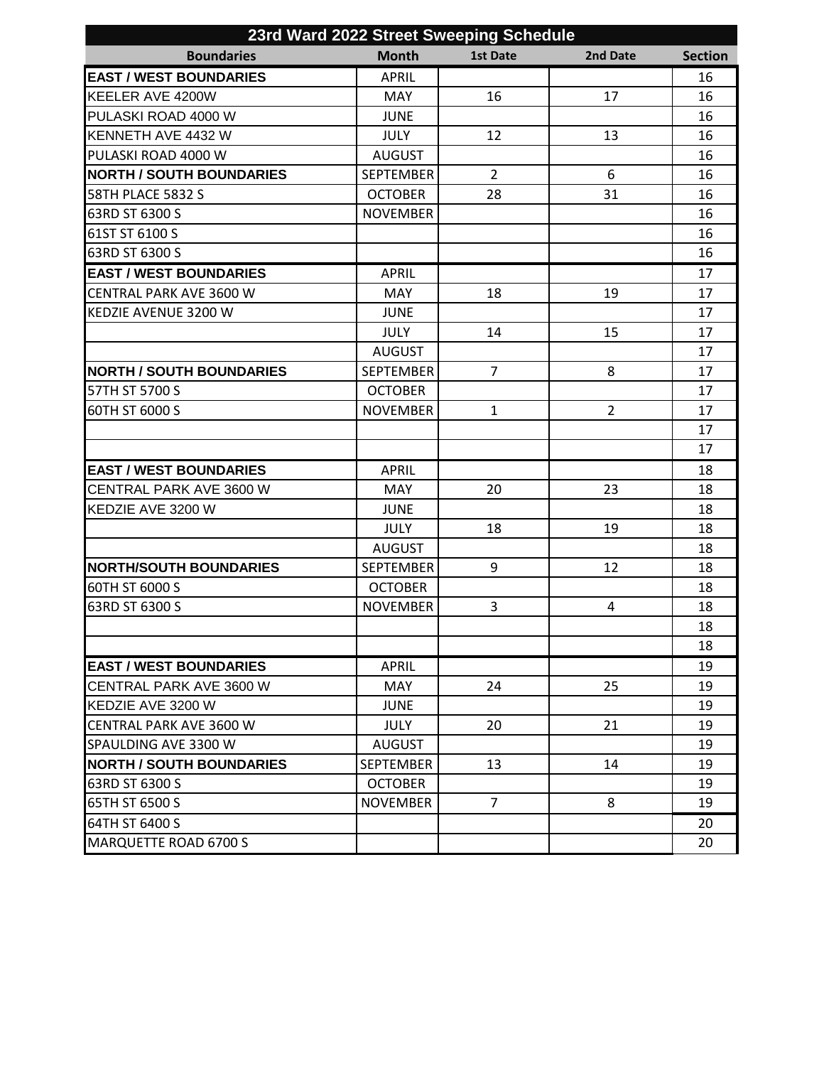| 23rd Ward 2022 Street Sweeping Schedule | | | | |
|---|---|---|---|---|
| **Boundaries** | **Month** | **1st Date** | **2nd Date** | **Section** |
| **EAST / WEST BOUNDARIES** | APRIL | | | 16 |
| KEELER AVE 4200W | MAY | 16 | 17 | 16 |
| PULASKI ROAD 4000 W | JUNE | | | 16 |
| KENNETH AVE 4432 W | JULY | 12 | 13 | 16 |
| PULASKI ROAD 4000 W | AUGUST | | | 16 |
| **NORTH / SOUTH BOUNDARIES** | SEPTEMBER | 2 | 6 | 16 |
| 58TH PLACE 5832 S | OCTOBER | 28 | 31 | 16 |
| 63RD ST 6300 S | NOVEMBER | | | 16 |
| 61ST ST 6100 S | | | | 16 |
| 63RD ST 6300 S | | | | 16 |
| **EAST / WEST BOUNDARIES** | APRIL | | | 17 |
| CENTRAL PARK AVE 3600 W | MAY | 18 | 19 | 17 |
| KEDZIE AVENUE 3200 W | JUNE | | | 17 |
| | JULY | 14 | 15 | 17 |
| | AUGUST | | | 17 |
| **NORTH / SOUTH BOUNDARIES** | SEPTEMBER | 7 | 8 | 17 |
| 57TH ST 5700 S | OCTOBER | | | 17 |
| 60TH ST 6000 S | NOVEMBER | 1 | 2 | 17 |
| | | | | 17 |
| | | | | 17 |
| **EAST / WEST BOUNDARIES** | APRIL | | | 18 |
| CENTRAL PARK AVE 3600 W | MAY | 20 | 23 | 18 |
| KEDZIE AVE 3200 W | JUNE | | | 18 |
| | JULY | 18 | 19 | 18 |
| | AUGUST | | | 18 |
| **NORTH/SOUTH BOUNDARIES** | SEPTEMBER | 9 | 12 | 18 |
| 60TH ST 6000 S | OCTOBER | | | 18 |
| 63RD ST 6300 S | NOVEMBER | 3 | 4 | 18 |
| | | | | 18 |
| | | | | 18 |
| **EAST / WEST BOUNDARIES** | APRIL | | | 19 |
| CENTRAL PARK AVE 3600 W | MAY | 24 | 25 | 19 |
| KEDZIE AVE 3200 W | JUNE | | | 19 |
| CENTRAL PARK AVE 3600 W | JULY | 20 | 21 | 19 |
| SPAULDING AVE 3300 W | AUGUST | | | 19 |
| **NORTH / SOUTH BOUNDARIES** | SEPTEMBER | 13 | 14 | 19 |
| 63RD ST 6300 S | OCTOBER | | | 19 |
| 65TH ST 6500 S | NOVEMBER | 7 | 8 | 19 |
| 64TH ST 6400 S | | | | 20 |
| MARQUETTE ROAD 6700 S | | | | 20 |